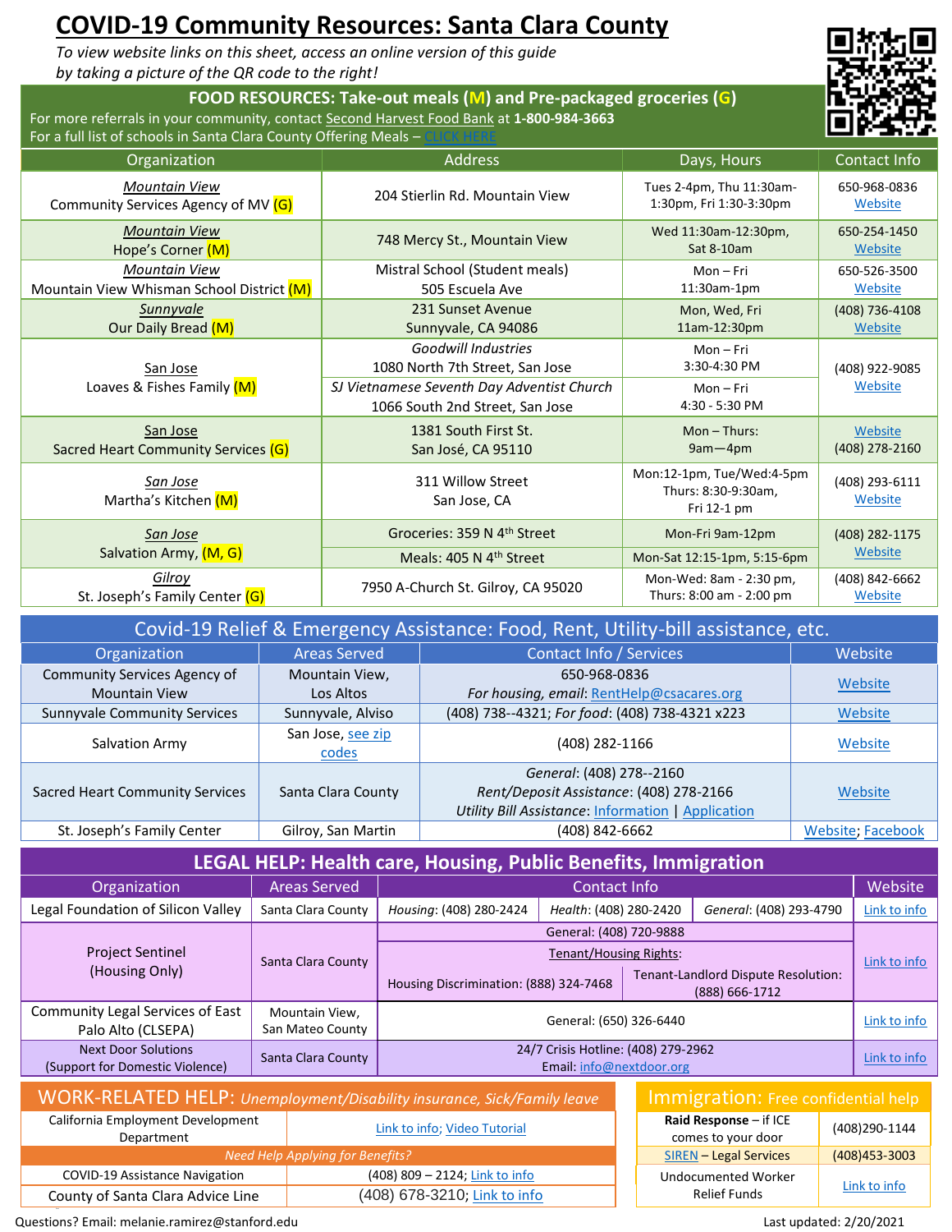# COVID-19 Community Resources: Santa Clara County

*To view website links on this sheet, access an online version of this guide by taking a picture of the QR code to the right!*

## FOOD RESOURCES: Take-out meals (M) and Pre-packaged groceries (G)

For more referrals in your community, contact Second Harvest Food Bank at **1-800-984-3663**

For a full list of schools in Santa Clara County Offering Meals – CLICK HERE

| Organization | Address | Days, Hours | Contact Info |
|---|---|---|---|
| *Mountain View* Community Services Agency of MV (G) | 204 Stierlin Rd. Mountain View | Tues 2-4pm, Thu 11:30am-1:30pm, Fri 1:30-3:30pm | 650-968-0836 Website |
| *Mountain View* Hope's Corner (M) | 748 Mercy St., Mountain View | Wed 11:30am-12:30pm, Sat 8-10am | 650-254-1450 Website |
| *Mountain View* Mountain View Whisman School District (M) | Mistral School (Student meals) 505 Escuela Ave | Mon – Fri 11:30am-1pm | 650-526-3500 Website |
| *Sunnyvale* Our Daily Bread (M) | 231 Sunset Avenue Sunnyvale, CA 94086 | Mon, Wed, Fri 11am-12:30pm | (408) 736-4108 Website |
| San Jose Loaves & Fishes Family (M) | *Goodwill Industries* 1080 North 7th Street, San Jose | Mon – Fri 3:30-4:30 PM | (408) 922-9085 Website |
| | *SJ Vietnamese Seventh Day Adventist Church* 1066 South 2nd Street, San Jose | Mon – Fri 4:30 - 5:30 PM | |
| San Jose Sacred Heart Community Services (G) | 1381 South First St. San José, CA 95110 | Mon – Thurs: 9am—4pm | Website (408) 278-2160 |
| *San Jose* Martha's Kitchen (M) | 311 Willow Street San Jose, CA | Mon:12-1pm, Tue/Wed:4-5pm Thurs: 8:30-9:30am, Fri 12-1 pm | (408) 293-6111 Website |
| *San Jose* Salvation Army, (M, G) | Groceries: 359 N 4th Street | Mon-Fri 9am-12pm | (408) 282-1175 Website |
| | Meals: 405 N 4th Street | Mon-Sat 12:15-1pm, 5:15-6pm | |
| *Gilroy* St. Joseph's Family Center (G) | 7950 A-Church St. Gilroy, CA 95020 | Mon-Wed: 8am - 2:30 pm, Thurs: 8:00 am - 2:00 pm | (408) 842-6662 Website |

## Covid-19 Relief & Emergency Assistance: Food, Rent, Utility-bill assistance, etc.

| Organization | Areas Served | Contact Info / Services | Website |
|---|---|---|---|
| Community Services Agency of Mountain View | Mountain View, Los Altos | 650-968-0836 *For housing, email*: RentHelp@csacares.org | Website |
| Sunnyvale Community Services | Sunnyvale, Alviso | (408) 738--4321; *For food*: (408) 738-4321 x223 | Website |
| Salvation Army | San Jose, see zip codes | (408) 282-1166 | Website |
| Sacred Heart Community Services | Santa Clara County | *General*: (408) 278--2160 *Rent/Deposit Assistance*: (408) 278-2166 *Utility Bill Assistance*: Information \| Application | Website |
| St. Joseph's Family Center | Gilroy, San Martin | (408) 842-6662 | Website; Facebook |

## LEGAL HELP: Health care, Housing, Public Benefits, Immigration

| Organization | Areas Served | Contact Info | Website |
|---|---|---|---|
| Legal Foundation of Silicon Valley | Santa Clara County | *Housing*: (408) 280-2424; *Health*: (408) 280-2420; *General*: (408) 293-4790 | Link to info |
| Project Sentinel (Housing Only) | Santa Clara County | General: (408) 720-9888 Tenant/Housing Rights: Housing Discrimination: (888) 324-7468; Tenant-Landlord Dispute Resolution: (888) 666-1712 | Link to info |
| Community Legal Services of East Palo Alto (CLSEPA) | Mountain View, San Mateo County | General: (650) 326-6440 | Link to info |
| Next Door Solutions (Support for Domestic Violence) | Santa Clara County | 24/7 Crisis Hotline: (408) 279-2962 Email: info@nextdoor.org | Link to info |

## WORK-RELATED HELP: *Unemployment/Disability insurance, Sick/Family leave*

| | |
|---|---|
| California Employment Development Department | Link to info; Video Tutorial |
| *Need Help Applying for Benefits?* | |
| COVID-19 Assistance Navigation | (408) 809 – 2124; Link to info |
| County of Santa Clara Advice Line | (408) 678-3210; Link to info |

## Immigration: Free confidential help

| | |
|---|---|
| **Raid Response** – if ICE comes to your door | (408)290-1144 |
| SIREN – Legal Services | (408)453-3003 |
| Undocumented Worker Relief Funds | Link to info |

Questions? Email: melanie.ramirez@stanford.edu

Last updated: 2/20/2021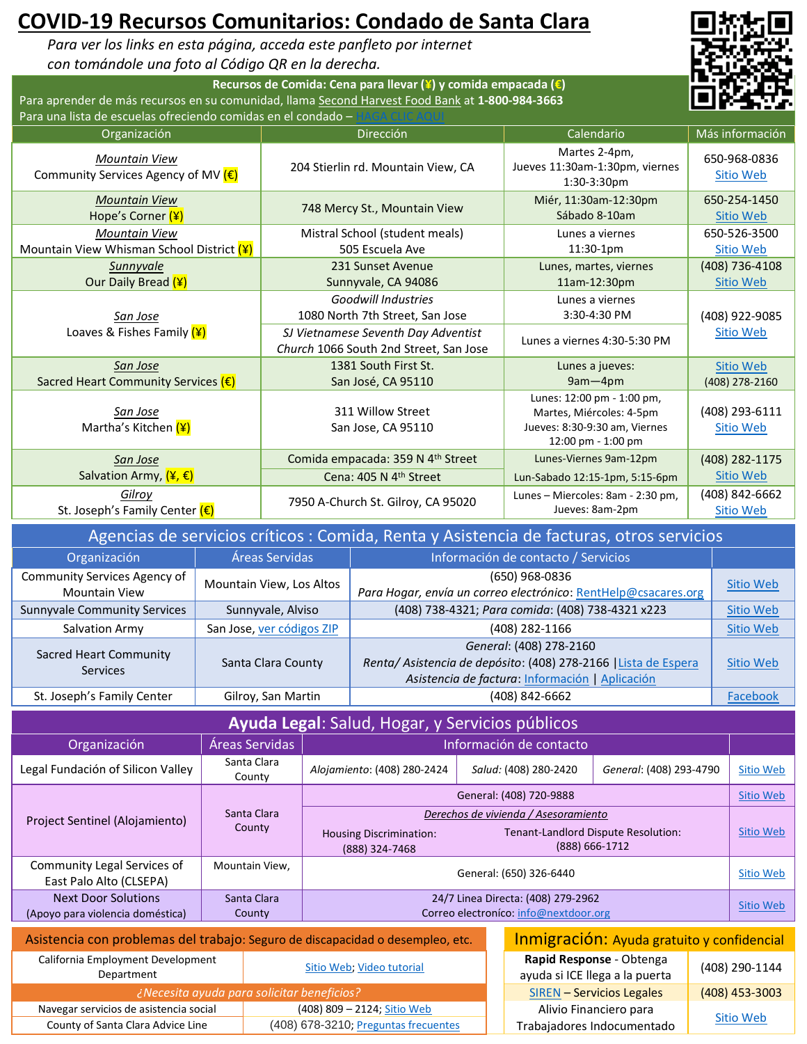# COVID-19 Recursos Comunitarios: Condado de Santa Clara

*Para ver los links en esta página, acceda este panfleto por internet con tomándole una foto al Código QR en la derecha.*

## Recursos de Comida: Cena para llevar (¥) y comida empacada (€)

Para aprender de más recursos en su comunidad, llama Second Harvest Food Bank at **1-800-984-3663**

Para una lista de escuelas ofreciendo comidas en el condado – HAGA CLIC AQUI

| Organización | Dirección | Calendario | Más información |
|---|---|---|---|
| *Mountain View* Community Services Agency of MV (€) | 204 Stierlin rd. Mountain View, CA | Martes 2-4pm, Jueves 11:30am-1:30pm, viernes 1:30-3:30pm | 650-968-0836 Sitio Web |
| *Mountain View* Hope's Corner (¥) | 748 Mercy St., Mountain View | Miér, 11:30am-12:30pm Sábado 8-10am | 650-254-1450 Sitio Web |
| *Mountain View* Mountain View Whisman School District (¥) | Mistral School (student meals) 505 Escuela Ave | Lunes a viernes 11:30-1pm | 650-526-3500 Sitio Web |
| *Sunnyvale* Our Daily Bread (¥) | 231 Sunset Avenue Sunnyvale, CA 94086 | Lunes, martes, viernes 11am-12:30pm | (408) 736-4108 Sitio Web |
| *San Jose* Loaves & Fishes Family (¥) | *Goodwill Industries* 1080 North 7th Street, San Jose | Lunes a viernes 3:30-4:30 PM | (408) 922-9085 Sitio Web |
| | *SJ Vietnamese Seventh Day Adventist* Church 1066 South 2nd Street, San Jose | Lunes a viernes 4:30-5:30 PM | |
| *San Jose* Sacred Heart Community Services (€) | 1381 South First St. San José, CA 95110 | Lunes a jueves: 9am—4pm | Sitio Web (408) 278-2160 |
| *San Jose* Martha's Kitchen (¥) | 311 Willow Street San Jose, CA 95110 | Lunes: 12:00 pm - 1:00 pm, Martes, Miércoles: 4-5pm Jueves: 8:30-9:30 am, Viernes 12:00 pm - 1:00 pm | (408) 293-6111 Sitio Web |
| *San Jose* Salvation Army, (¥, €) | Comida empacada: 359 N 4th Street | Lunes-Viernes 9am-12pm | (408) 282-1175 Sitio Web |
| | Cena: 405 N 4th Street | Lun-Sabado 12:15-1pm, 5:15-6pm | |
| *Gilroy* St. Joseph's Family Center (€) | 7950 A-Church St. Gilroy, CA 95020 | Lunes – Miercoles: 8am - 2:30 pm, Jueves: 8am-2pm | (408) 842-6662 Sitio Web |

## Agencias de servicios críticos : Comida, Renta y Asistencia de facturas, otros servicios

| Organización | Áreas Servidas | Información de contacto / Servicios | |
|---|---|---|---|
| Community Services Agency of Mountain View | Mountain View, Los Altos | (650) 968-0836 *Para Hogar, envía un correo electrónico*: RentHelp@csacares.org | Sitio Web |
| Sunnyvale Community Services | Sunnyvale, Alviso | (408) 738-4321; *Para comida*: (408) 738-4321 x223 | Sitio Web |
| Salvation Army | San Jose, ver códigos ZIP | (408) 282-1166 | Sitio Web |
| Sacred Heart Community Services | Santa Clara County | *General*: (408) 278-2160 *Renta/ Asistencia de depósito*: (408) 278-2166 \| Lista de Espera *Asistencia de factura*: Información \| Aplicación | Sitio Web |
| St. Joseph's Family Center | Gilroy, San Martin | (408) 842-6662 | Facebook |

## Ayuda Legal: Salud, Hogar, y Servicios públicos

| Organización | Áreas Servidas | Información de contacto | | | |
|---|---|---|---|---|---|
| Legal Fundación of Silicon Valley | Santa Clara County | *Alojamiento*: (408) 280-2424 | *Salud*: (408) 280-2420 | *General*: (408) 293-4790 | Sitio Web |
| Project Sentinel (Alojamiento) | Santa Clara County | General: (408) 720-9888 | | | Sitio Web |
| | | *Derechos de vivienda / Asesoramiento* Housing Discrimination: (888) 324-7468 | Tenant-Landlord Dispute Resolution: (888) 666-1712 | | Sitio Web |
| Community Legal Services of East Palo Alto (CLSEPA) | Mountain View, | General: (650) 326-6440 | | | Sitio Web |
| Next Door Solutions (Apoyo para violencia doméstica) | Santa Clara County | 24/7 Linea Directa: (408) 279-2962 Correo electroníco: info@nextdoor.org | | | Sitio Web |

## Asistencia con problemas del trabajo: Seguro de discapacidad o desempleo, etc.

| | |
|---|---|
| California Employment Development Department | Sitio Web; Video tutorial |
| *¿Necesita ayuda para solicitar beneficios?* | |
| Navegar servicios de asistencia social | (408) 809 – 2124; Sitio Web |
| County of Santa Clara Advice Line | (408) 678-3210; Preguntas frecuentes |

## Inmigración: Ayuda gratuito y confidencial

| | |
|---|---|
| **Rapid Response** - Obtenga ayuda si ICE llega a la puerta | (408) 290-1144 |
| SIREN – Servicios Legales | (408) 453-3003 |
| Alivio Financiero para Trabajadores Indocumentado | Sitio Web |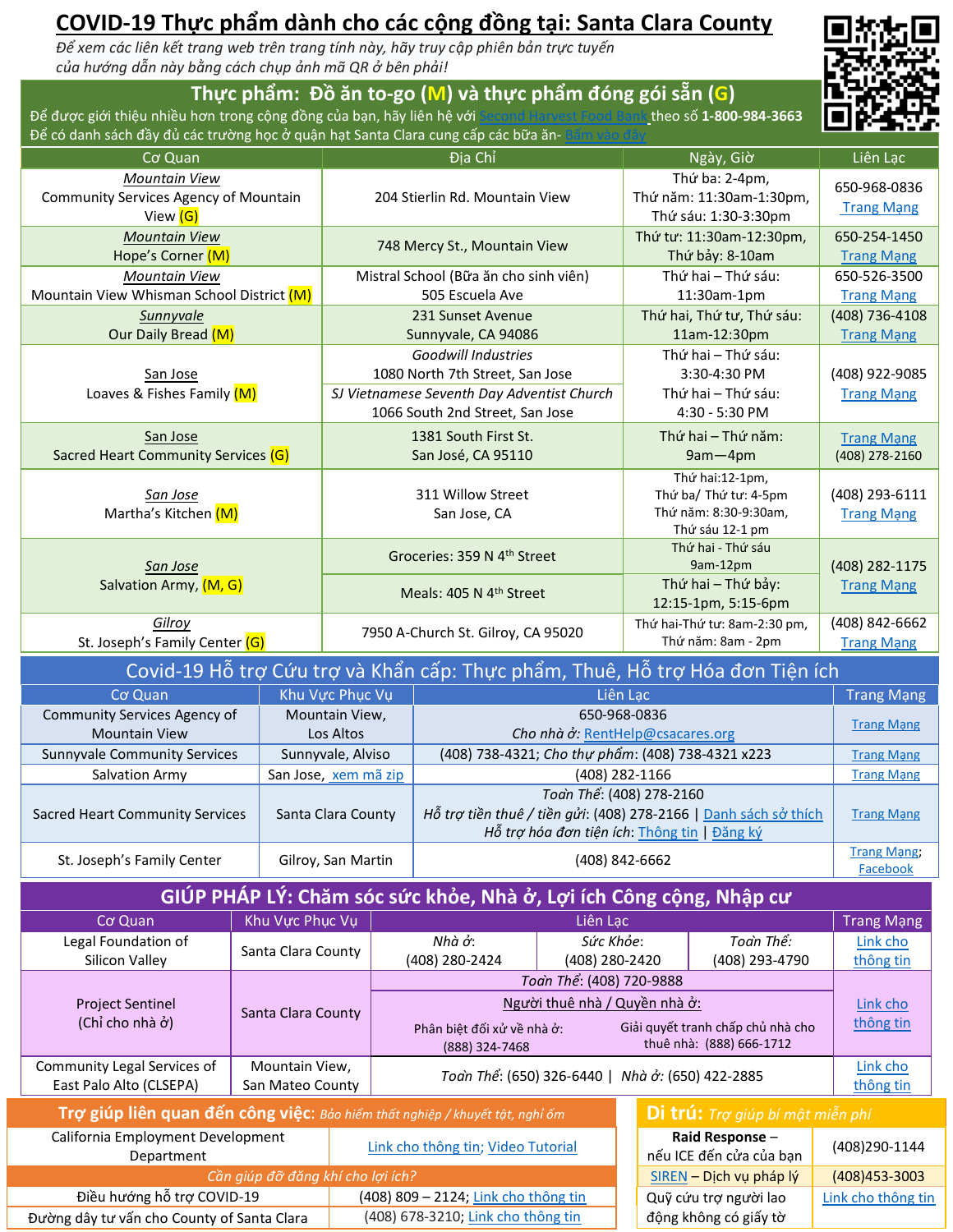# COVID-19 Thực phẩm dành cho các cộng đồng tại: Santa Clara County

*Để xem các liên kết trang web trên trang tính này, hãy truy cập phiên bản trực tuyến của hướng dẫn này bằng cách chụp ảnh mã QR ở bên phải!*

## Thực phẩm: Đồ ăn to-go (M) và thực phẩm đóng gói sẵn (G)

Để được giới thiệu nhiều hơn trong cộng đồng của bạn, hãy liên hệ với Second Harvest Food Bank theo số **1-800-984-3663**
Để có danh sách đầy đủ các trường học ở quận hạt Santa Clara cung cấp các bữa ăn- Bấm vào đây

| Cơ Quan | Địa Chỉ | Ngày, Giờ | Liên Lạc |
|---|---|---|---|
| *Mountain View* Community Services Agency of Mountain View (G) | 204 Stierlin Rd. Mountain View | Thứ ba: 2-4pm, Thứ năm: 11:30am-1:30pm, Thứ sáu: 1:30-3:30pm | 650-968-0836 Trang Mạng |
| *Mountain View* Hope's Corner (M) | 748 Mercy St., Mountain View | Thứ tư: 11:30am-12:30pm, Thứ bảy: 8-10am | 650-254-1450 Trang Mạng |
| *Mountain View* Mountain View Whisman School District (M) | Mistral School (Bữa ăn cho sinh viên) 505 Escuela Ave | Thứ hai – Thứ sáu: 11:30am-1pm | 650-526-3500 Trang Mạng |
| *Sunnyvale* Our Daily Bread (M) | 231 Sunset Avenue Sunnyvale, CA 94086 | Thứ hai, Thứ tư, Thứ sáu: 11am-12:30pm | (408) 736-4108 Trang Mạng |
| San Jose Loaves & Fishes Family (M) | *Goodwill Industries* 1080 North 7th Street, San Jose | Thứ hai – Thứ sáu: 3:30-4:30 PM | (408) 922-9085 Trang Mạng |
| | *SJ Vietnamese Seventh Day Adventist Church* 1066 South 2nd Street, San Jose | Thứ hai – Thứ sáu: 4:30 - 5:30 PM | |
| San Jose Sacred Heart Community Services (G) | 1381 South First St. San José, CA 95110 | Thứ hai – Thứ năm: 9am—4pm | Trang Mạng (408) 278-2160 |
| *San Jose* Martha's Kitchen (M) | 311 Willow Street San Jose, CA | Thứ hai:12-1pm, Thứ ba/ Thứ tư: 4-5pm Thứ năm: 8:30-9:30am, Thứ sáu 12-1 pm | (408) 293-6111 Trang Mạng |
| *San Jose* Salvation Army, (M, G) | Groceries: 359 N 4th Street | Thứ hai - Thứ sáu 9am-12pm | (408) 282-1175 Trang Mạng |
| | Meals: 405 N 4th Street | Thứ hai – Thứ bảy: 12:15-1pm, 5:15-6pm | |
| *Gilroy* St. Joseph's Family Center (G) | 7950 A-Church St. Gilroy, CA 95020 | Thứ hai-Thứ tư: 8am-2:30 pm, Thứ năm: 8am - 2pm | (408) 842-6662 Trang Mạng |

## Covid-19 Hỗ trợ Cứu trợ và Khẩn cấp: Thực phẩm, Thuê, Hỗ trợ Hóa đơn Tiện ích

| Cơ Quan | Khu Vực Phục Vụ | Liên Lạc | Trang Mạng |
|---|---|---|---|
| Community Services Agency of Mountain View | Mountain View, Los Altos | 650-968-0836 *Cho nhà ở:* RentHelp@csacares.org | Trang Mạng |
| Sunnyvale Community Services | Sunnyvale, Alviso | (408) 738-4321; *Cho thư phẩm*: (408) 738-4321 x223 | Trang Mạng |
| Salvation Army | San Jose, xem mã zip | (408) 282-1166 | Trang Mạng |
| Sacred Heart Community Services | Santa Clara County | *Toàn Thể*: (408) 278-2160 *Hỗ trợ tiền thuê / tiền gửi*: (408) 278-2166 \| Danh sách sở thích *Hỗ trợ hóa đơn tiện ích*: Thông tin \| Đăng ký | Trang Mạng |
| St. Joseph's Family Center | Gilroy, San Martin | (408) 842-6662 | Trang Mạng; Facebook |

## GIÚP PHÁP LÝ: Chăm sóc sức khỏe, Nhà ở, Lợi ích Công cộng, Nhập cư

| Cơ Quan | Khu Vực Phục Vụ | Liên Lạc | Trang Mạng |
|---|---|---|---|
| Legal Foundation of Silicon Valley | Santa Clara County | *Nhà ở*: (408) 280-2424; *Sức Khỏe*: (408) 280-2420; *Toàn Thể*: (408) 293-4790 | Link cho thông tin |
| Project Sentinel (Chỉ cho nhà ở) | Santa Clara County | *Toàn Thể*: (408) 720-9888; Người thuê nhà / Quyền nhà ở: Phân biệt đối xử về nhà ở: (888) 324-7468; Giải quyết tranh chấp chủ nhà cho thuê nhà: (888) 666-1712 | Link cho thông tin |
| Community Legal Services of East Palo Alto (CLSEPA) | Mountain View, San Mateo County | *Toàn Thể*: (650) 326-6440 \| *Nhà ở*: (650) 422-2885 | Link cho thông tin |

## Trợ giúp liên quan đến công việc: *Bảo hiểm thất nghiệp / khuyết tật, nghỉ ốm*

| | |
|---|---|
| California Employment Development Department | Link cho thông tin; Video Tutorial |
| *Cần giúp đỡ đăng khí cho lợi ích?* | |
| Điều hướng hỗ trợ COVID-19 | (408) 809 – 2124; Link cho thông tin |
| Đường dây tư vấn cho County of Santa Clara | (408) 678-3210; Link cho thông tin |

## Di trú: *Trợ giúp bí mật miễn phí*

| | |
|---|---|
| **Raid Response** – nếu ICE đến cửa của bạn | (408)290-1144 |
| SIREN – Dịch vụ pháp lý | (408)453-3003 |
| Quỹ cứu trợ người lao động không có giấy tờ | Link cho thông tin |